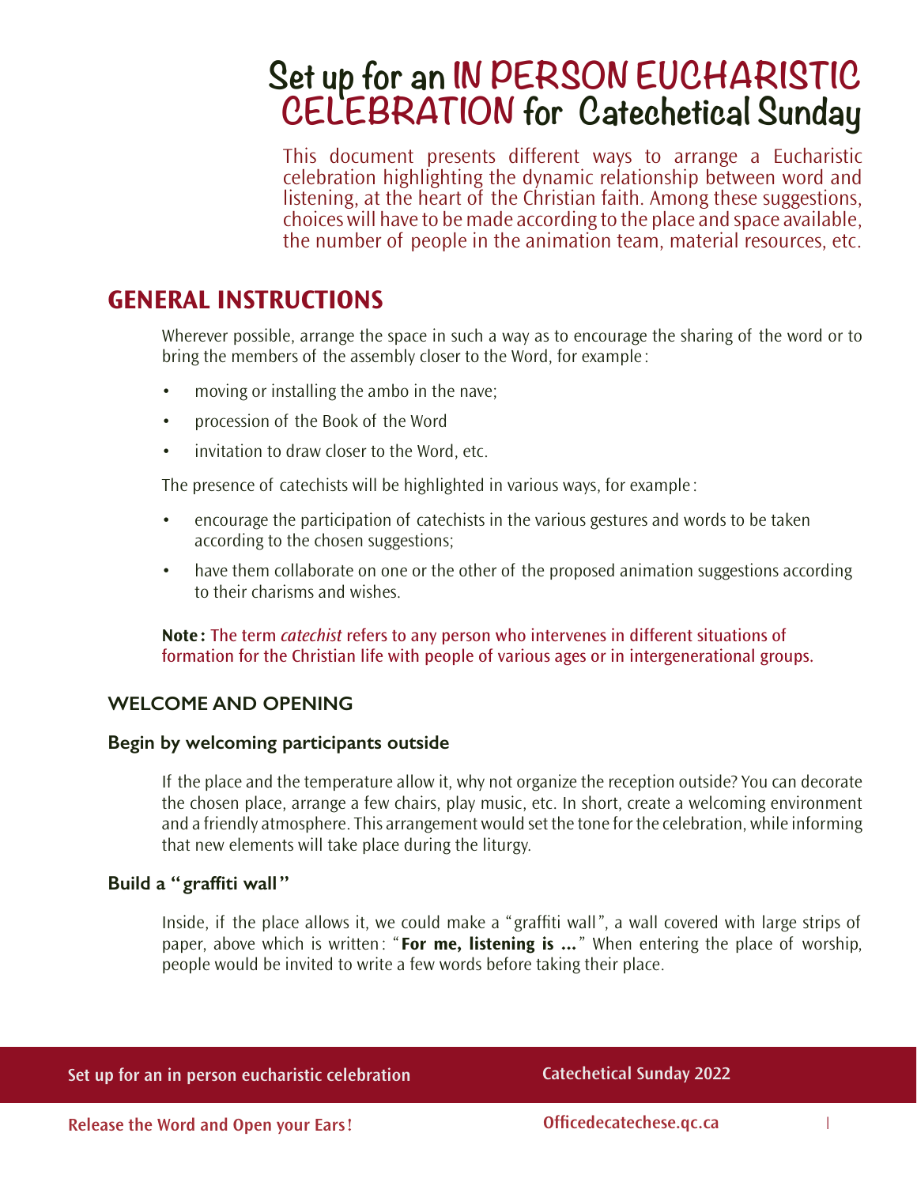# Set up for an IN PERSON EUCHARISTIC CELEBRATION for Catechetical Sunday

This document presents different ways to arrange a Eucharistic celebration highlighting the dynamic relationship between word and listening, at the heart of the Christian faith. Among these suggestions, choices will have to be made according to the place and space available, the number of people in the animation team, material resources, etc.

## GENERAL INSTRUCTIONS

Wherever possible, arrange the space in such a way as to encourage the sharing of the word or to bring the members of the assembly closer to the Word, for example :

- moving or installing the ambo in the nave;
- procession of the Book of the Word
- invitation to draw closer to the Word, etc.

The presence of catechists will be highlighted in various ways, for example :

- encourage the participation of catechists in the various gestures and words to be taken according to the chosen suggestions;
- have them collaborate on one or the other of the proposed animation suggestions according to their charisms and wishes.

**Note :** The term *catechist* refers to any person who intervenes in different situations of formation for the Christian life with people of various ages or in intergenerational groups.

### WELCOME AND OPENING

#### Begin by welcoming participants outside

If the place and the temperature allow it, why not organize the reception outside? You can decorate the chosen place, arrange a few chairs, play music, etc. In short, create a welcoming environment and a friendly atmosphere. This arrangement would set the tone for the celebration, while informing that new elements will take place during the liturgy.

#### Build a "graffiti wall"

Inside, if the place allows it, we could make a "graffiti wall", a wall covered with large strips of paper, above which is written : "**For me, listening is ...**" When entering the place of worship, people would be invited to write a few words before taking their place.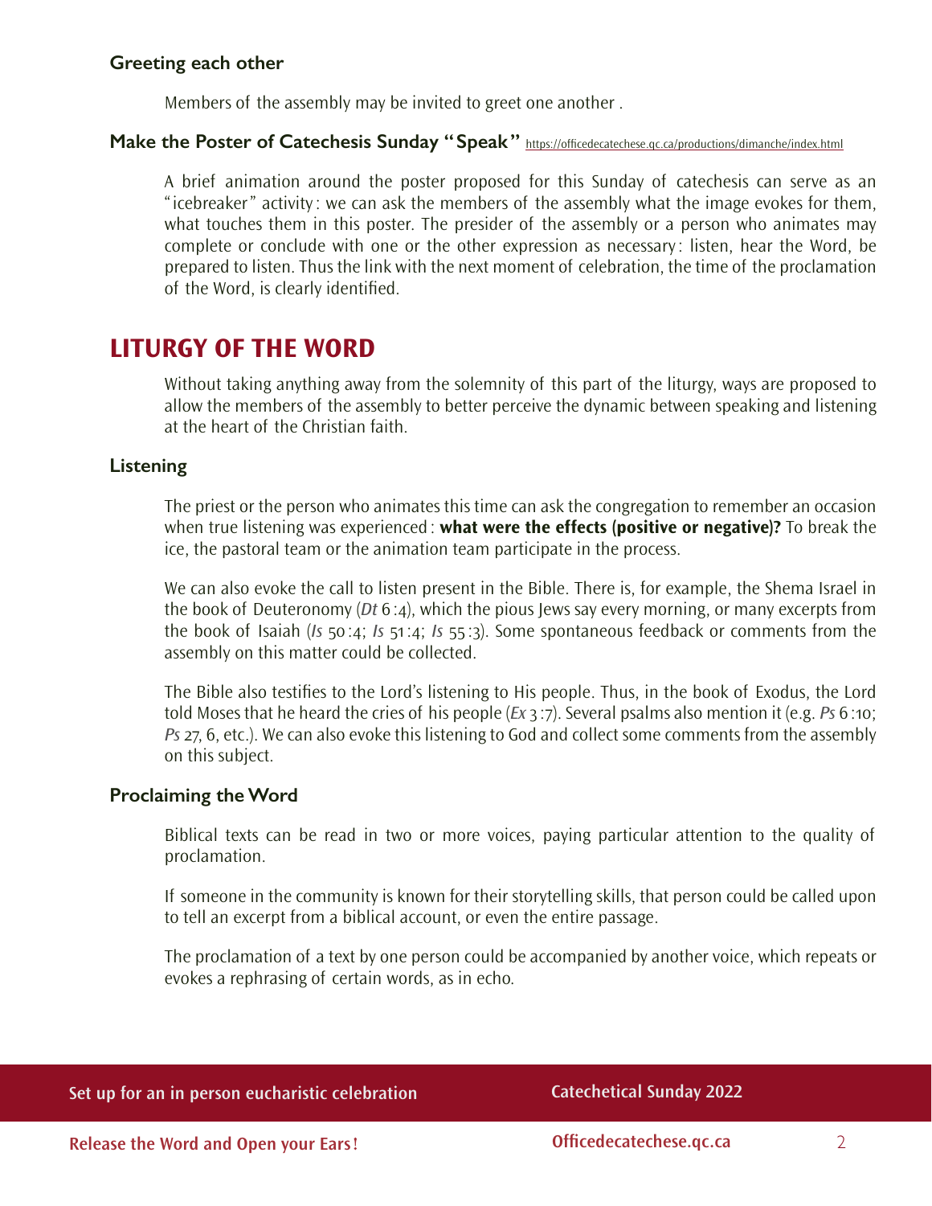### Greeting each other

Members of the assembly may be invited to greet one another .

### Make the Poster of Catechesis Sunday "Speak" https://officedecatechese.qc.ca/productions/dimanche/index.html

A brief animation around the poster proposed for this Sunday of catechesis can serve as an "icebreaker" activity : we can ask the members of the assembly what the image evokes for them, what touches them in this poster. The presider of the assembly or a person who animates may complete or conclude with one or the other expression as necessary : listen, hear the Word, be prepared to listen. Thus the link with the next moment of celebration, the time of the proclamation of the Word, is clearly identified.

## LITURGY OF THE WORD

Without taking anything away from the solemnity of this part of the liturgy, ways are proposed to allow the members of the assembly to better perceive the dynamic between speaking and listening at the heart of the Christian faith.

### Listening

The priest or the person who animates this time can ask the congregation to remember an occasion when true listening was experienced : **what were the effects (positive or negative)?** To break the ice, the pastoral team or the animation team participate in the process.

We can also evoke the call to listen present in the Bible. There is, for example, the Shema Israel in the book of Deuteronomy (*Dt* 6 :4), which the pious Jews say every morning, or many excerpts from the book of Isaiah (*Is* 50 :4; *Is* 51 :4; *Is* 55 :3). Some spontaneous feedback or comments from the assembly on this matter could be collected.

The Bible also testifies to the Lord's listening to His people. Thus, in the book of Exodus, the Lord told Moses that he heard the cries of his people (*Ex* 3 :7). Several psalms also mention it (e.g. *Ps* 6 :10; *Ps* 27, 6, etc.). We can also evoke this listening to God and collect some comments from the assembly on this subject.

### Proclaiming the Word

Biblical texts can be read in two or more voices, paying particular attention to the quality of proclamation.

If someone in the community is known for their storytelling skills, that person could be called upon to tell an excerpt from a biblical account, or even the entire passage.

The proclamation of a text by one person could be accompanied by another voice, which repeats or evokes a rephrasing of certain words, as in echo.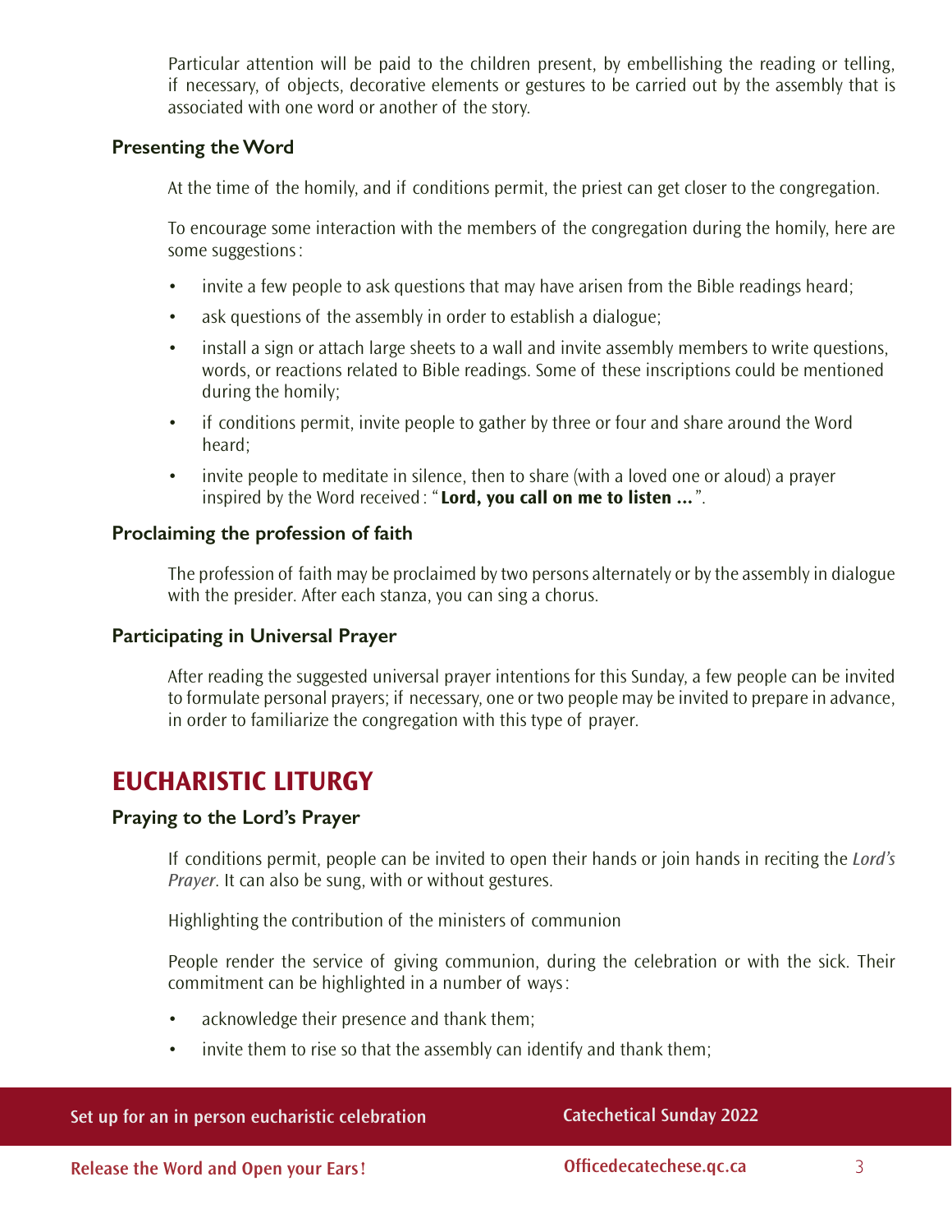Particular attention will be paid to the children present, by embellishing the reading or telling, if necessary, of objects, decorative elements or gestures to be carried out by the assembly that is associated with one word or another of the story.

### Presenting the Word

At the time of the homily, and if conditions permit, the priest can get closer to the congregation.

To encourage some interaction with the members of the congregation during the homily, here are some suggestions :

- invite a few people to ask questions that may have arisen from the Bible readings heard;
- ask questions of the assembly in order to establish a dialogue;
- install a sign or attach large sheets to a wall and invite assembly members to write questions, words, or reactions related to Bible readings. Some of these inscriptions could be mentioned during the homily;
- if conditions permit, invite people to gather by three or four and share around the Word heard;
- invite people to meditate in silence, then to share (with a loved one or aloud) a prayer inspired by the Word received : "**Lord, you call on me to listen ...**".

### Proclaiming the profession of faith

The profession of faith may be proclaimed by two persons alternately or by the assembly in dialogue with the presider. After each stanza, you can sing a chorus.

### Participating in Universal Prayer

After reading the suggested universal prayer intentions for this Sunday, a few people can be invited to formulate personal prayers; if necessary, one or two people may be invited to prepare in advance, in order to familiarize the congregation with this type of prayer.

## EUCHARISTIC LITURGY

### Praying to the Lord's Prayer

If conditions permit, people can be invited to open their hands or join hands in reciting the *Lord's Prayer*. It can also be sung, with or without gestures.

Highlighting the contribution of the ministers of communion

People render the service of giving communion, during the celebration or with the sick. Their commitment can be highlighted in a number of ways :

- acknowledge their presence and thank them;
- invite them to rise so that the assembly can identify and thank them;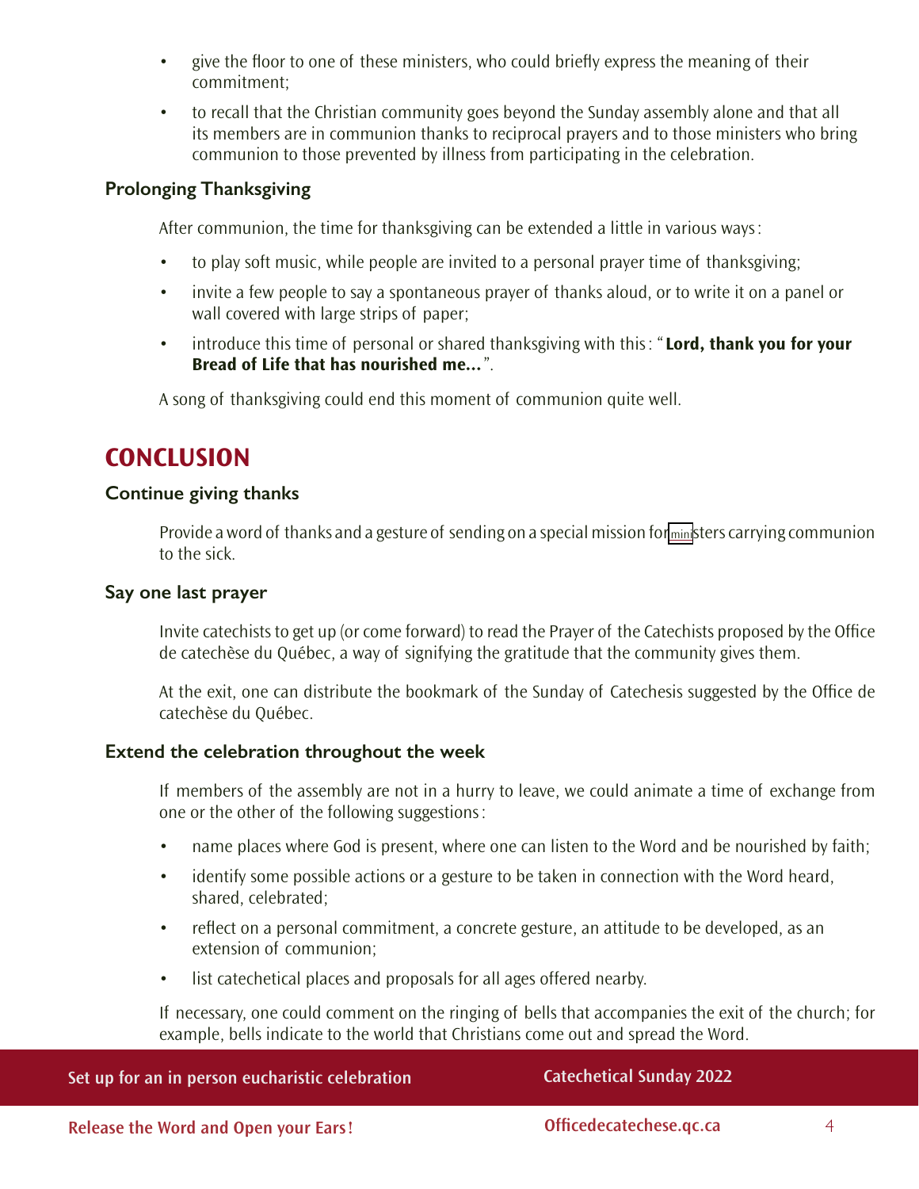- give the floor to one of these ministers, who could briefly express the meaning of their commitment;
- to recall that the Christian community goes beyond the Sunday assembly alone and that all its members are in communion thanks to reciprocal prayers and to those ministers who bring communion to those prevented by illness from participating in the celebration.

### Prolonging Thanksgiving

After communion, the time for thanksgiving can be extended a little in various ways :

- to play soft music, while people are invited to a personal prayer time of thanksgiving;
- invite a few people to say a spontaneous prayer of thanks aloud, or to write it on a panel or wall covered with large strips of paper;
- introduce this time of personal or shared thanksgiving with this : " **Lord, thank you for your Bread of Life that has nourished me…** ".

A song of thanksgiving could end this moment of communion quite well.

## CONCLUSION

### Continue giving thanks

Provide a word of thanks and a gesture of sending on a special mission for ministers carrying communion to the sick.

### Say one last prayer

Invite catechists to get up (or come forward) to read the Prayer of the Catechists proposed by the Office de catechèse du Québec, a way of signifying the gratitude that the community gives them.

At the exit, one can distribute the bookmark of the Sunday of Catechesis suggested by the Office de catechèse du Québec.

### Extend the celebration throughout the week

If members of the assembly are not in a hurry to leave, we could animate a time of exchange from one or the other of the following suggestions :

- name places where God is present, where one can listen to the Word and be nourished by faith;
- identify some possible actions or a gesture to be taken in connection with the Word heard, shared, celebrated;
- reflect on a personal commitment, a concrete gesture, an attitude to be developed, as an extension of communion;
- list catechetical places and proposals for all ages offered nearby.

If necessary, one could comment on the ringing of bells that accompanies the exit of the church; for example, bells indicate to the world that Christians come out and spread the Word.